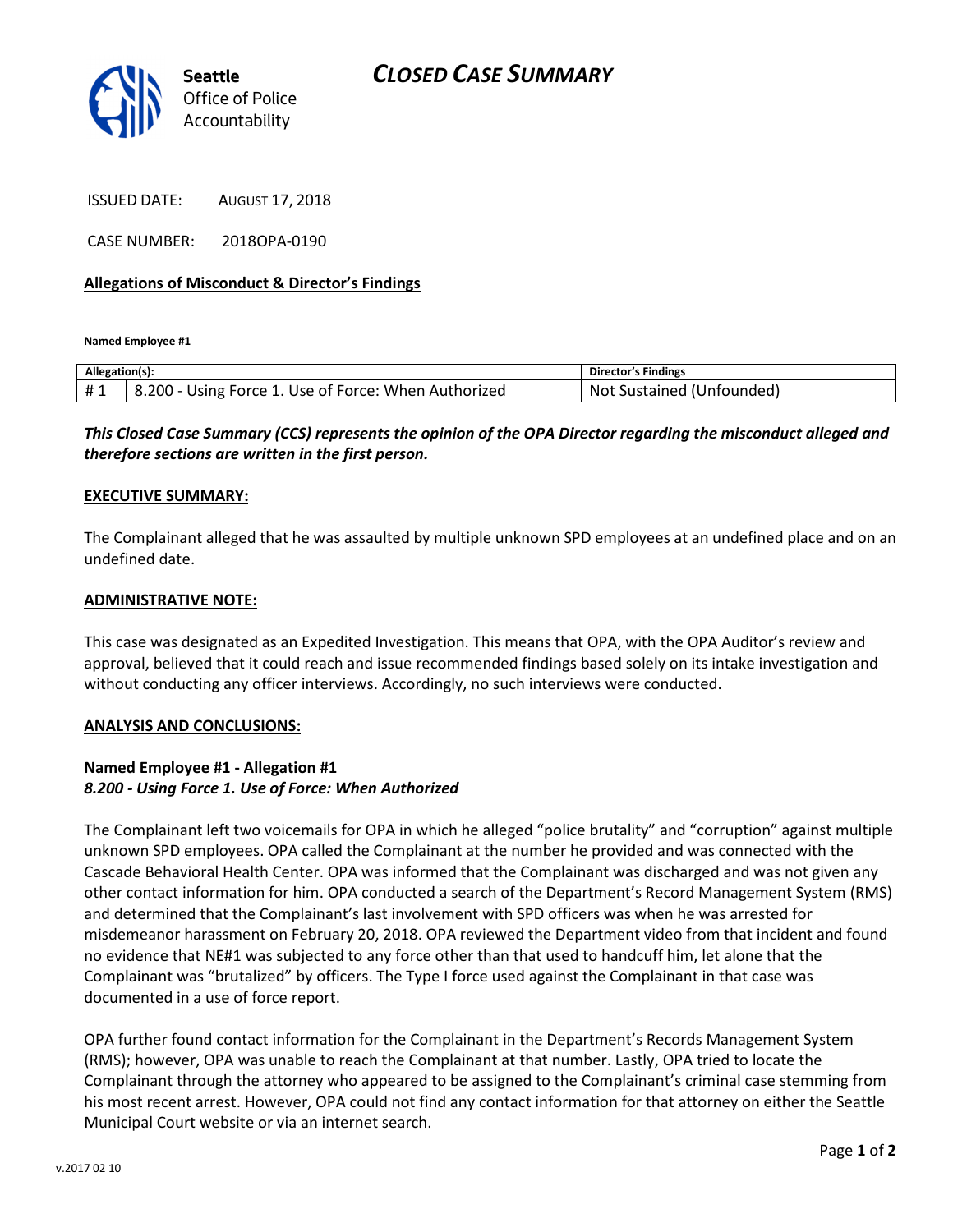# CLOSED CASE SUMMARY

Seattle Office of Police Accountability

ISSUED DATE: AUGUST 17, 2018

CASE NUMBER: 2018OPA-0190

**Allegations of Misconduct & Director's Findings**

**Named Employee #1**

| Allegation(s): | | Director's Findings |
|---|---|---|
| # 1 | 8.200 - Using Force 1. Use of Force: When Authorized | Not Sustained (Unfounded) |

***This Closed Case Summary (CCS) represents the opinion of the OPA Director regarding the misconduct alleged and therefore sections are written in the first person.***

**EXECUTIVE SUMMARY:**

The Complainant alleged that he was assaulted by multiple unknown SPD employees at an undefined place and on an undefined date.

**ADMINISTRATIVE NOTE:**

This case was designated as an Expedited Investigation. This means that OPA, with the OPA Auditor's review and approval, believed that it could reach and issue recommended findings based solely on its intake investigation and without conducting any officer interviews. Accordingly, no such interviews were conducted.

**ANALYSIS AND CONCLUSIONS:**

**Named Employee #1 - Allegation #1**
***8.200 - Using Force 1. Use of Force: When Authorized***

The Complainant left two voicemails for OPA in which he alleged "police brutality" and "corruption" against multiple unknown SPD employees. OPA called the Complainant at the number he provided and was connected with the Cascade Behavioral Health Center. OPA was informed that the Complainant was discharged and was not given any other contact information for him. OPA conducted a search of the Department's Record Management System (RMS) and determined that the Complainant's last involvement with SPD officers was when he was arrested for misdemeanor harassment on February 20, 2018. OPA reviewed the Department video from that incident and found no evidence that NE#1 was subjected to any force other than that used to handcuff him, let alone that the Complainant was "brutalized" by officers. The Type I force used against the Complainant in that case was documented in a use of force report.

OPA further found contact information for the Complainant in the Department's Records Management System (RMS); however, OPA was unable to reach the Complainant at that number. Lastly, OPA tried to locate the Complainant through the attorney who appeared to be assigned to the Complainant's criminal case stemming from his most recent arrest. However, OPA could not find any contact information for that attorney on either the Seattle Municipal Court website or via an internet search.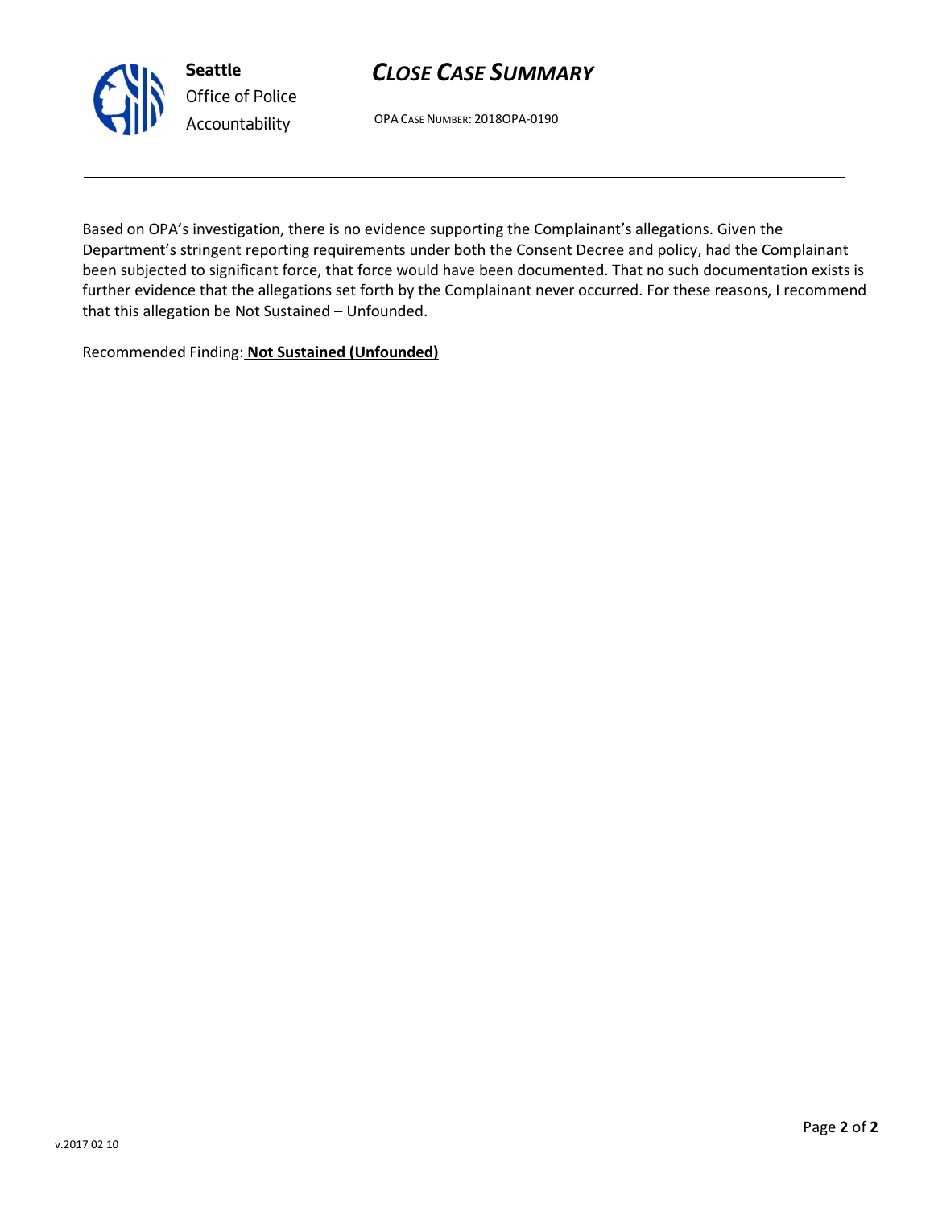Based on OPA's investigation, there is no evidence supporting the Complainant's allegations. Given the Department's stringent reporting requirements under both the Consent Decree and policy, had the Complainant been subjected to significant force, that force would have been documented. That no such documentation exists is further evidence that the allegations set forth by the Complainant never occurred. For these reasons, I recommend that this allegation be Not Sustained – Unfounded.

Recommended Finding: **Not Sustained (Unfounded)**